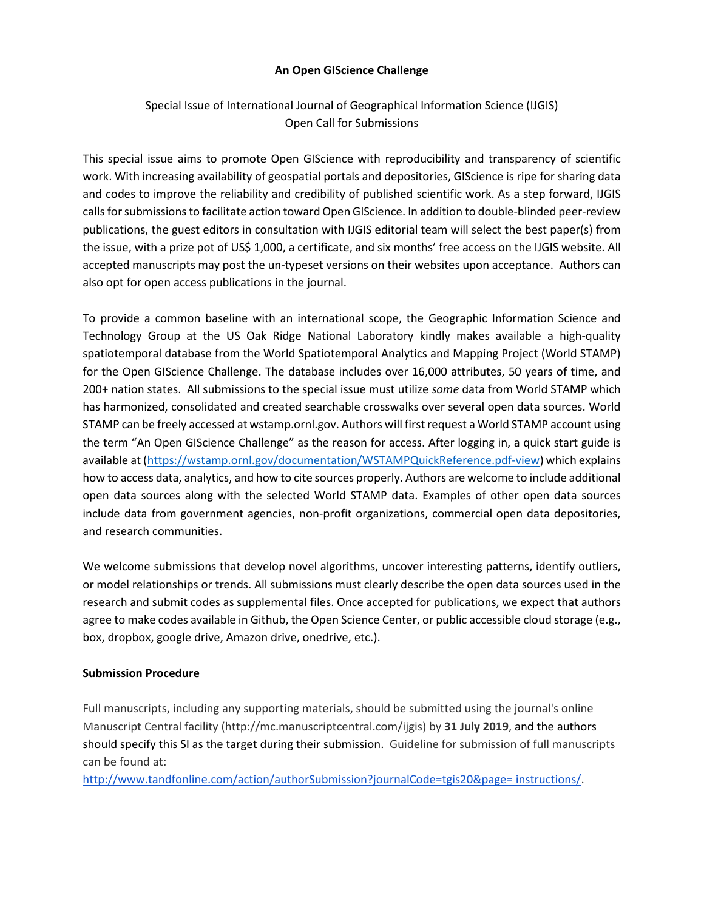**An Open GIScience Challenge**

Special Issue of International Journal of Geographical Information Science (IJGIS)
Open Call for Submissions

This special issue aims to promote Open GIScience with reproducibility and transparency of scientific work. With increasing availability of geospatial portals and depositories, GIScience is ripe for sharing data and codes to improve the reliability and credibility of published scientific work. As a step forward, IJGIS calls for submissions to facilitate action toward Open GIScience. In addition to double-blinded peer-review publications, the guest editors in consultation with IJGIS editorial team will select the best paper(s) from the issue, with a prize pot of US$ 1,000, a certificate, and six months' free access on the IJGIS website. All accepted manuscripts may post the un-typeset versions on their websites upon acceptance. Authors can also opt for open access publications in the journal.

To provide a common baseline with an international scope, the Geographic Information Science and Technology Group at the US Oak Ridge National Laboratory kindly makes available a high-quality spatiotemporal database from the World Spatiotemporal Analytics and Mapping Project (World STAMP) for the Open GIScience Challenge. The database includes over 16,000 attributes, 50 years of time, and 200+ nation states. All submissions to the special issue must utilize *some* data from World STAMP which has harmonized, consolidated and created searchable crosswalks over several open data sources. World STAMP can be freely accessed at wstamp.ornl.gov. Authors will first request a World STAMP account using the term "An Open GIScience Challenge" as the reason for access. After logging in, a quick start guide is available at (https://wstamp.ornl.gov/documentation/WSTAMPQuickReference.pdf-view) which explains how to access data, analytics, and how to cite sources properly. Authors are welcome to include additional open data sources along with the selected World STAMP data. Examples of other open data sources include data from government agencies, non-profit organizations, commercial open data depositories, and research communities.

We welcome submissions that develop novel algorithms, uncover interesting patterns, identify outliers, or model relationships or trends. All submissions must clearly describe the open data sources used in the research and submit codes as supplemental files. Once accepted for publications, we expect that authors agree to make codes available in Github, the Open Science Center, or public accessible cloud storage (e.g., box, dropbox, google drive, Amazon drive, onedrive, etc.).

**Submission Procedure**

Full manuscripts, including any supporting materials, should be submitted using the journal's online Manuscript Central facility (http://mc.manuscriptcentral.com/ijgis) by **31 July 2019**, and the authors should specify this SI as the target during their submission. Guideline for submission of full manuscripts can be found at:
http://www.tandfonline.com/action/authorSubmission?journalCode=tgis20&page= instructions/.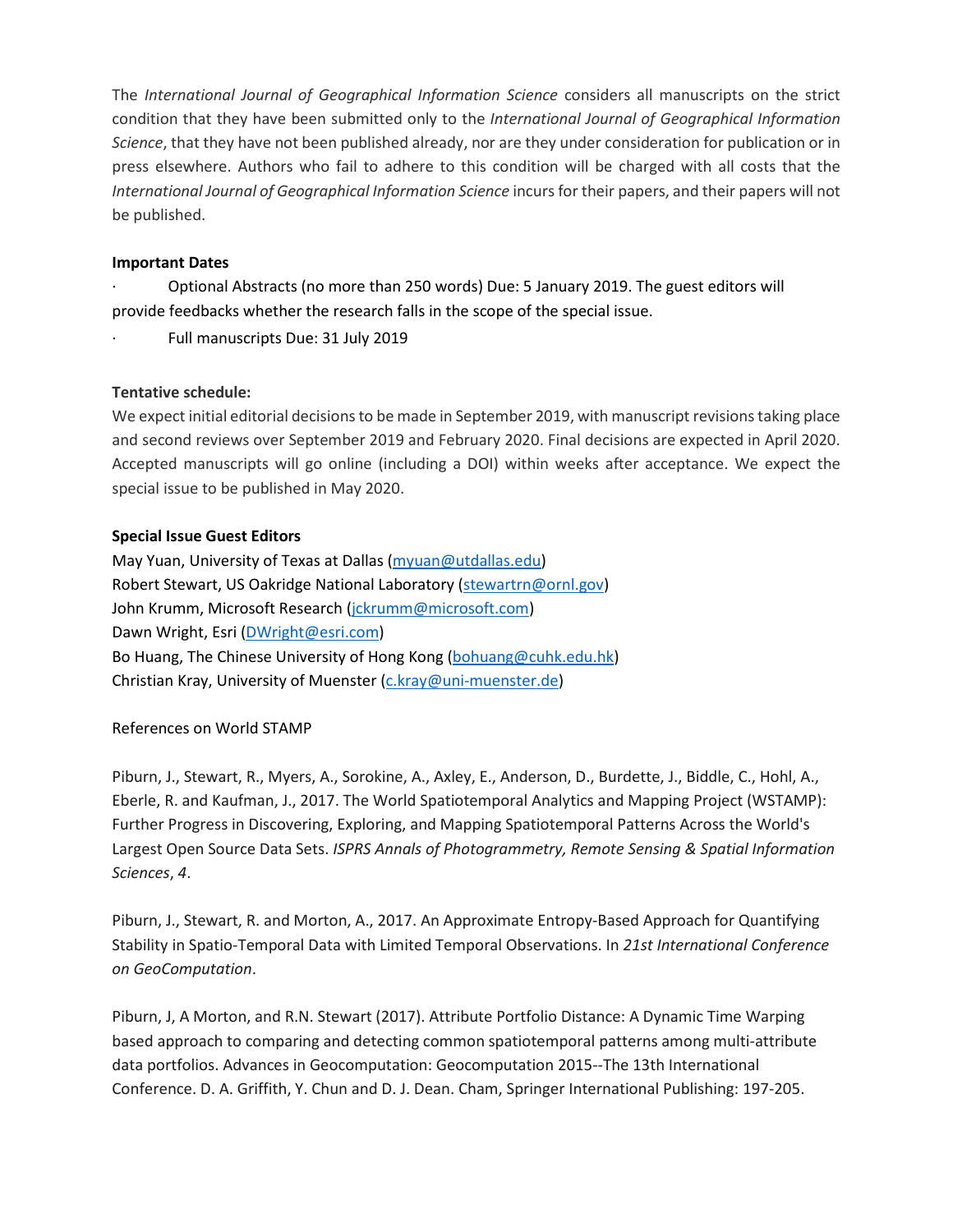The *International Journal of Geographical Information Science* considers all manuscripts on the strict condition that they have been submitted only to the *International Journal of Geographical Information Science*, that they have not been published already, nor are they under consideration for publication or in press elsewhere. Authors who fail to adhere to this condition will be charged with all costs that the *International Journal of Geographical Information Science* incurs for their papers, and their papers will not be published.

**Important Dates**

- Optional Abstracts (no more than 250 words) Due: 5 January 2019. The guest editors will provide feedbacks whether the research falls in the scope of the special issue.
- Full manuscripts Due: 31 July 2019

**Tentative schedule:**

We expect initial editorial decisions to be made in September 2019, with manuscript revisions taking place and second reviews over September 2019 and February 2020. Final decisions are expected in April 2020. Accepted manuscripts will go online (including a DOI) within weeks after acceptance. We expect the special issue to be published in May 2020.

**Special Issue Guest Editors**

May Yuan, University of Texas at Dallas (myuan@utdallas.edu)
Robert Stewart, US Oakridge National Laboratory (stewartrn@ornl.gov)
John Krumm, Microsoft Research (jckrumm@microsoft.com)
Dawn Wright, Esri (DWright@esri.com)
Bo Huang, The Chinese University of Hong Kong (bohuang@cuhk.edu.hk)
Christian Kray, University of Muenster (c.kray@uni-muenster.de)

References on World STAMP

Piburn, J., Stewart, R., Myers, A., Sorokine, A., Axley, E., Anderson, D., Burdette, J., Biddle, C., Hohl, A., Eberle, R. and Kaufman, J., 2017. The World Spatiotemporal Analytics and Mapping Project (WSTAMP): Further Progress in Discovering, Exploring, and Mapping Spatiotemporal Patterns Across the World's Largest Open Source Data Sets. *ISPRS Annals of Photogrammetry, Remote Sensing & Spatial Information Sciences*, *4*.

Piburn, J., Stewart, R. and Morton, A., 2017. An Approximate Entropy-Based Approach for Quantifying Stability in Spatio-Temporal Data with Limited Temporal Observations. In *21st International Conference on GeoComputation*.

Piburn, J, A Morton, and R.N. Stewart (2017). Attribute Portfolio Distance: A Dynamic Time Warping based approach to comparing and detecting common spatiotemporal patterns among multi-attribute data portfolios. Advances in Geocomputation: Geocomputation 2015--The 13th International Conference. D. A. Griffith, Y. Chun and D. J. Dean. Cham, Springer International Publishing: 197-205.